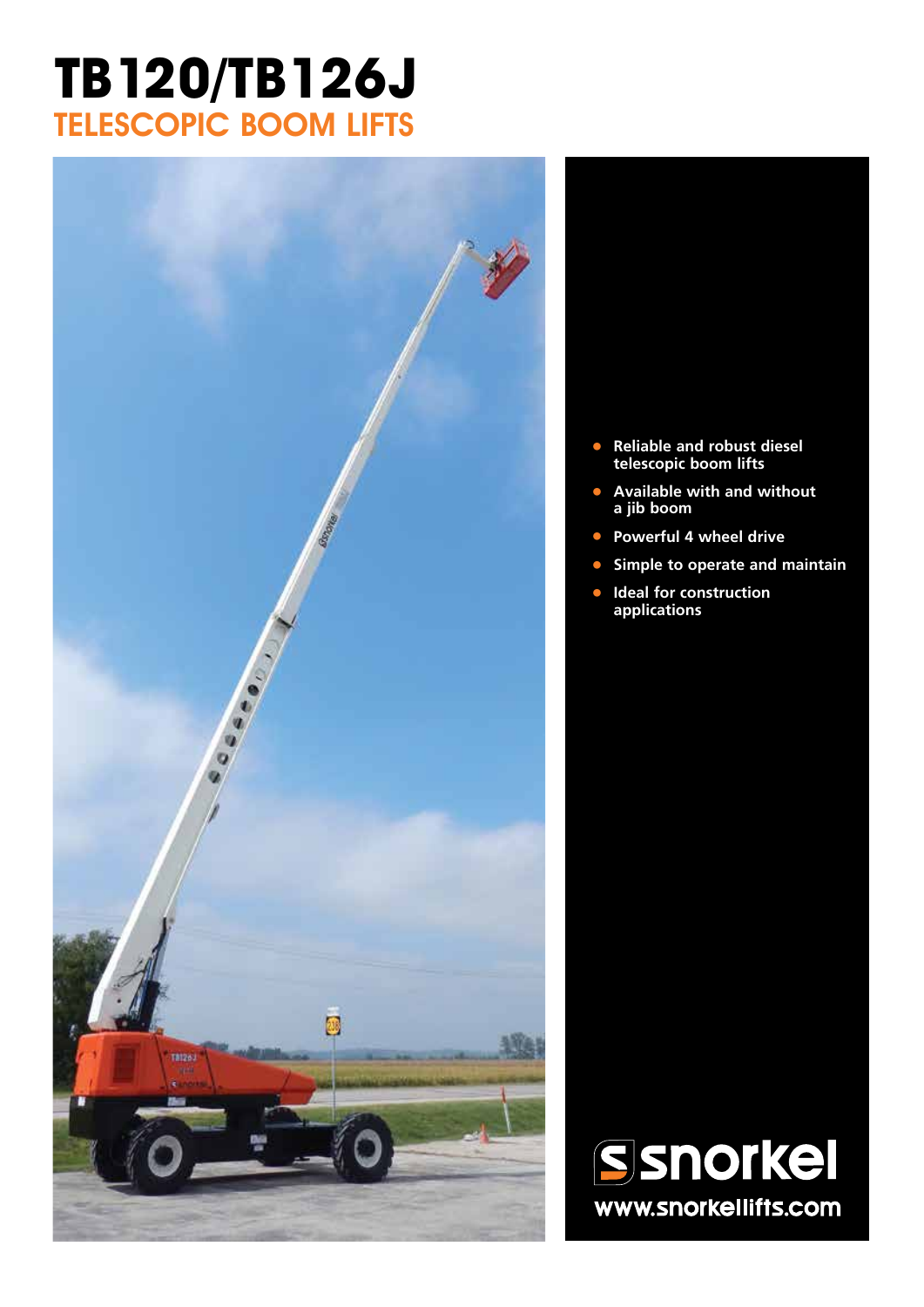# TB120/TB126J
## TELESCOPIC BOOM LIFTS

- **Reliable and robust diesel telescopic boom lifts**
- **Available with and without a jib boom**
- **Powerful 4 wheel drive**
- **Simple to operate and maintain**
- **Ideal for construction applications**

snorkel
www.snorkellifts.com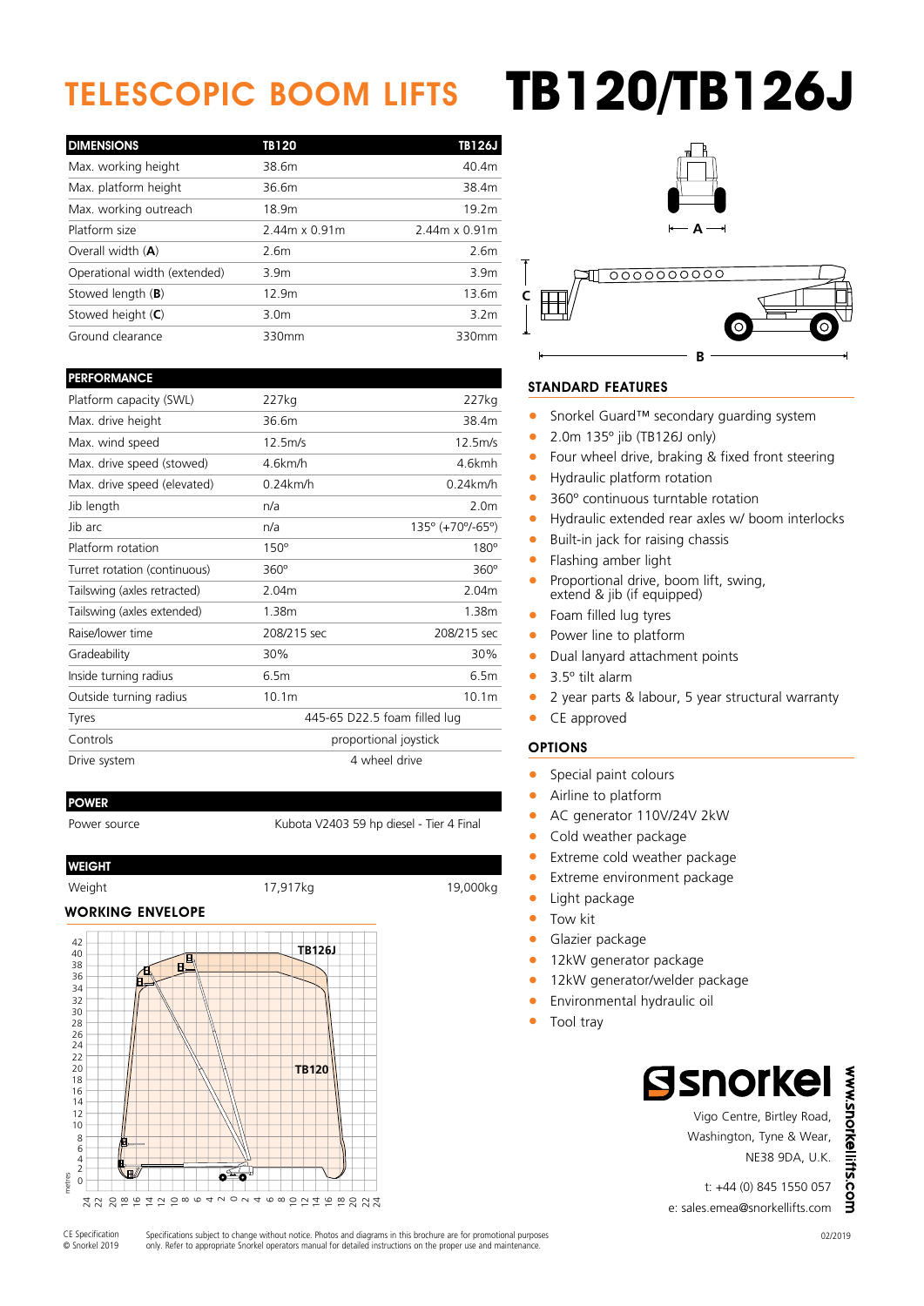# TELESCOPIC BOOM LIFTS TB120/TB126J

| DIMENSIONS | TB120 | TB126J |
|---|---|---|
| Max. working height | 38.6m | 40.4m |
| Max. platform height | 36.6m | 38.4m |
| Max. working outreach | 18.9m | 19.2m |
| Platform size | 2.44m x 0.91m | 2.44m x 0.91m |
| Overall width (**A**) | 2.6m | 2.6m |
| Operational width (extended) | 3.9m | 3.9m |
| Stowed length (**B**) | 12.9m | 13.6m |
| Stowed height (**C**) | 3.0m | 3.2m |
| Ground clearance | 330mm | 330mm |

| PERFORMANCE | | |
|---|---|---|
| Platform capacity (SWL) | 227kg | 227kg |
| Max. drive height | 36.6m | 38.4m |
| Max. wind speed | 12.5m/s | 12.5m/s |
| Max. drive speed (stowed) | 4.6km/h | 4.6kmh |
| Max. drive speed (elevated) | 0.24km/h | 0.24km/h |
| Jib length | n/a | 2.0m |
| Jib arc | n/a | 135° (+70°/-65°) |
| Platform rotation | 150° | 180° |
| Turret rotation (continuous) | 360° | 360° |
| Tailswing (axles retracted) | 2.04m | 2.04m |
| Tailswing (axles extended) | 1.38m | 1.38m |
| Raise/lower time | 208/215 sec | 208/215 sec |
| Gradeability | 30% | 30% |
| Inside turning radius | 6.5m | 6.5m |
| Outside turning radius | 10.1m | 10.1m |
| Tyres | 445-65 D22.5 foam filled lug | |
| Controls | proportional joystick | |
| Drive system | 4 wheel drive | |

| POWER | |
|---|---|
| Power source | Kubota V2403 59 hp diesel - Tier 4 Final |

| WEIGHT | | |
|---|---|---|
| Weight | 17,917kg | 19,000kg |

## WORKING ENVELOPE

TB126J

TB120

42 40 38 36 34 32 30 28 26 24 22 20 18 16 14 12 10 8 6 4 2 0

metres

24 22 20 18 16 14 12 10 8 6 4 2 0 2 4 6 8 10 12 14 16 18 20 22 24

A

C

B

## STANDARD FEATURES

- Snorkel Guard™ secondary guarding system
- 2.0m 135º jib (TB126J only)
- Four wheel drive, braking & fixed front steering
- Hydraulic platform rotation
- 360º continuous turntable rotation
- Hydraulic extended rear axles w/ boom interlocks
- Built-in jack for raising chassis
- Flashing amber light
- Proportional drive, boom lift, swing, extend & jib (if equipped)
- Foam filled lug tyres
- Power line to platform
- Dual lanyard attachment points
- 3.5º tilt alarm
- 2 year parts & labour, 5 year structural warranty
- CE approved

## OPTIONS

- Special paint colours
- Airline to platform
- AC generator 110V/24V 2kW
- Cold weather package
- Extreme cold weather package
- Extreme environment package
- Light package
- Tow kit
- Glazier package
- 12kW generator package
- 12kW generator/welder package
- Environmental hydraulic oil
- Tool tray

**snorkel**

www.snorkellifts.com

Vigo Centre, Birtley Road,
Washington, Tyne & Wear,
NE38 9DA, U.K.

t: +44 (0) 845 1550 057
e: sales.emea@snorkellifts.com

CE Specification
© Snorkel 2019

Specifications subject to change without notice. Photos and diagrams in this brochure are for promotional purposes only. Refer to appropriate Snorkel operators manual for detailed instructions on the proper use and maintenance.

02/2019